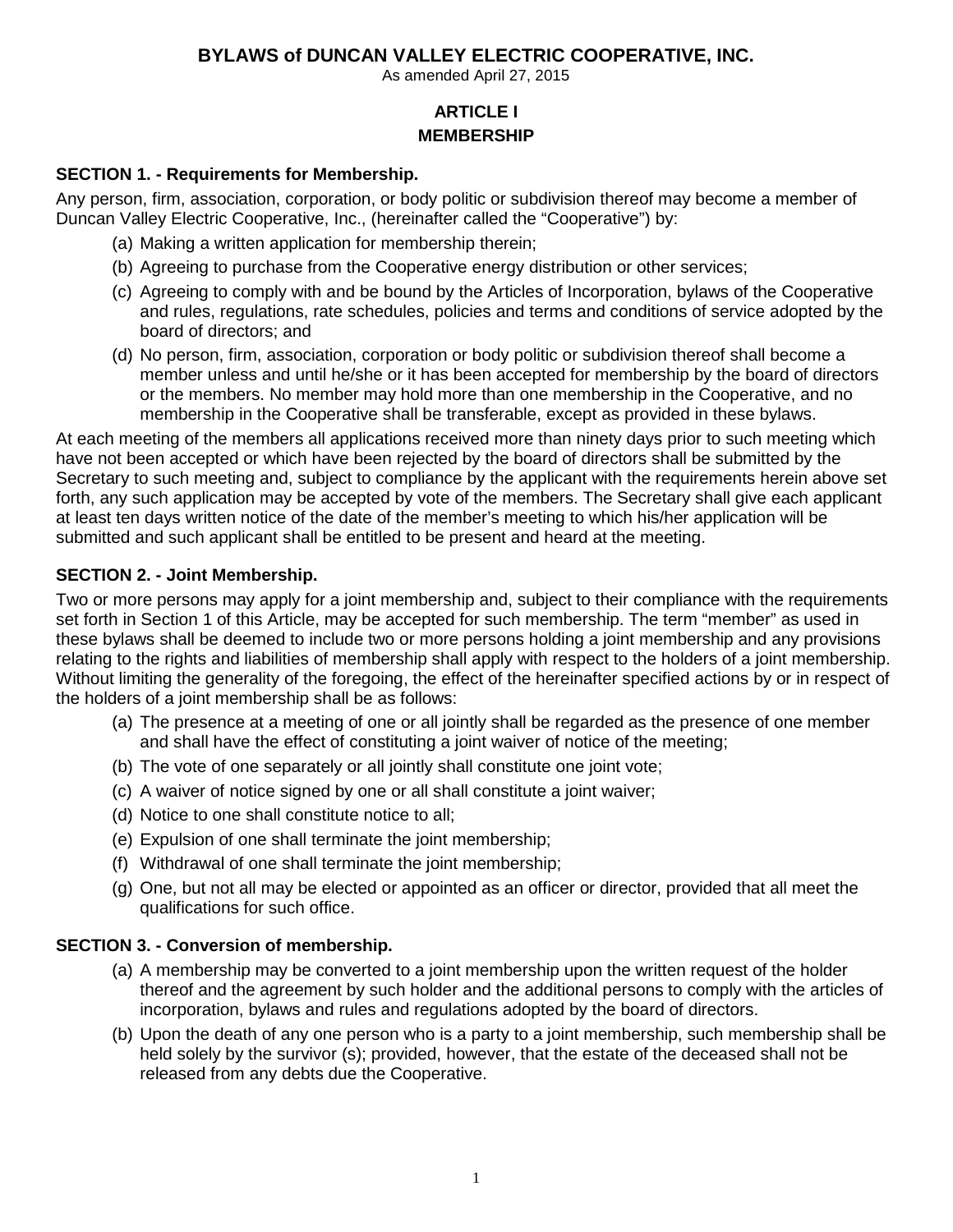# BYLAWS of DUNCAN VALLEY ELECTRIC COOPERATIVE, INC.

As amended April 27, 2015

## ARTICLE I
## MEMBERSHIP

### SECTION 1. - Requirements for Membership.

Any person, firm, association, corporation, or body politic or subdivision thereof may become a member of Duncan Valley Electric Cooperative, Inc., (hereinafter called the "Cooperative") by:

(a) Making a written application for membership therein;

(b) Agreeing to purchase from the Cooperative energy distribution or other services;

(c) Agreeing to comply with and be bound by the Articles of Incorporation, bylaws of the Cooperative and rules, regulations, rate schedules, policies and terms and conditions of service adopted by the board of directors; and

(d) No person, firm, association, corporation or body politic or subdivision thereof shall become a member unless and until he/she or it has been accepted for membership by the board of directors or the members. No member may hold more than one membership in the Cooperative, and no membership in the Cooperative shall be transferable, except as provided in these bylaws.

At each meeting of the members all applications received more than ninety days prior to such meeting which have not been accepted or which have been rejected by the board of directors shall be submitted by the Secretary to such meeting and, subject to compliance by the applicant with the requirements herein above set forth, any such application may be accepted by vote of the members. The Secretary shall give each applicant at least ten days written notice of the date of the member's meeting to which his/her application will be submitted and such applicant shall be entitled to be present and heard at the meeting.

### SECTION 2. - Joint Membership.

Two or more persons may apply for a joint membership and, subject to their compliance with the requirements set forth in Section 1 of this Article, may be accepted for such membership. The term "member" as used in these bylaws shall be deemed to include two or more persons holding a joint membership and any provisions relating to the rights and liabilities of membership shall apply with respect to the holders of a joint membership. Without limiting the generality of the foregoing, the effect of the hereinafter specified actions by or in respect of the holders of a joint membership shall be as follows:

(a) The presence at a meeting of one or all jointly shall be regarded as the presence of one member and shall have the effect of constituting a joint waiver of notice of the meeting;

(b) The vote of one separately or all jointly shall constitute one joint vote;

(c) A waiver of notice signed by one or all shall constitute a joint waiver;

(d) Notice to one shall constitute notice to all;

(e) Expulsion of one shall terminate the joint membership;

(f) Withdrawal of one shall terminate the joint membership;

(g) One, but not all may be elected or appointed as an officer or director, provided that all meet the qualifications for such office.

### SECTION 3. - Conversion of membership.

(a) A membership may be converted to a joint membership upon the written request of the holder thereof and the agreement by such holder and the additional persons to comply with the articles of incorporation, bylaws and rules and regulations adopted by the board of directors.

(b) Upon the death of any one person who is a party to a joint membership, such membership shall be held solely by the survivor (s); provided, however, that the estate of the deceased shall not be released from any debts due the Cooperative.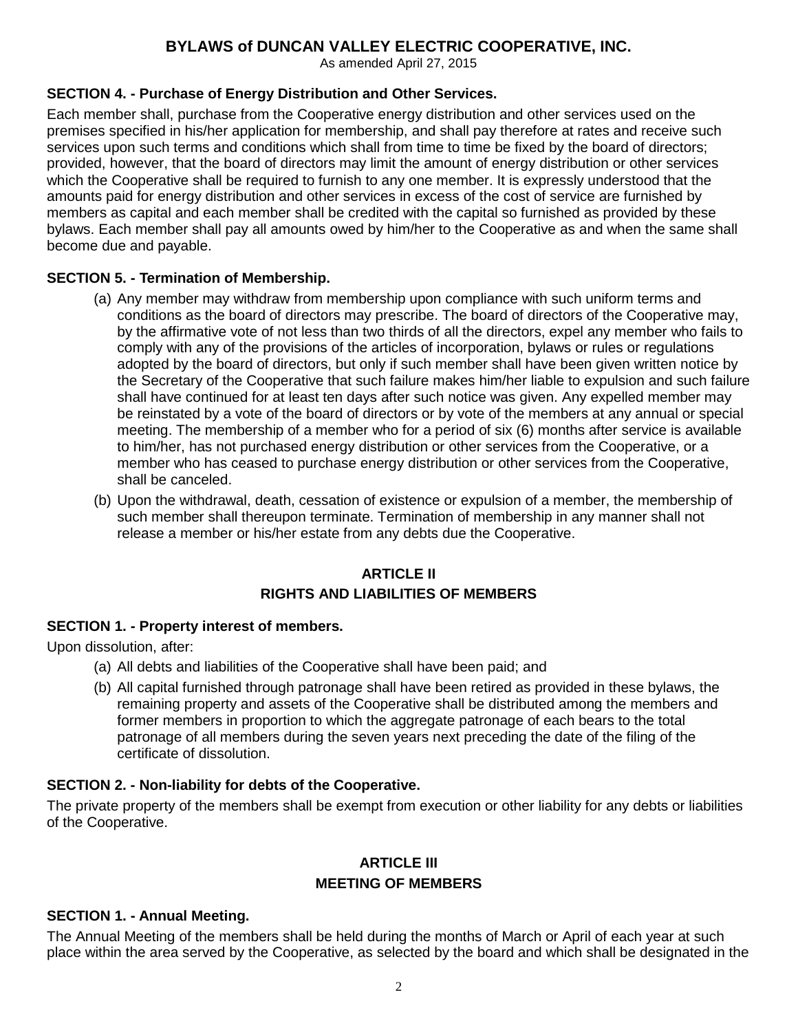**SECTION 4. - Purchase of Energy Distribution and Other Services.**

Each member shall, purchase from the Cooperative energy distribution and other services used on the premises specified in his/her application for membership, and shall pay therefore at rates and receive such services upon such terms and conditions which shall from time to time be fixed by the board of directors; provided, however, that the board of directors may limit the amount of energy distribution or other services which the Cooperative shall be required to furnish to any one member. It is expressly understood that the amounts paid for energy distribution and other services in excess of the cost of service are furnished by members as capital and each member shall be credited with the capital so furnished as provided by these bylaws. Each member shall pay all amounts owed by him/her to the Cooperative as and when the same shall become due and payable.

**SECTION 5. - Termination of Membership.**

(a) Any member may withdraw from membership upon compliance with such uniform terms and conditions as the board of directors may prescribe. The board of directors of the Cooperative may, by the affirmative vote of not less than two thirds of all the directors, expel any member who fails to comply with any of the provisions of the articles of incorporation, bylaws or rules or regulations adopted by the board of directors, but only if such member shall have been given written notice by the Secretary of the Cooperative that such failure makes him/her liable to expulsion and such failure shall have continued for at least ten days after such notice was given. Any expelled member may be reinstated by a vote of the board of directors or by vote of the members at any annual or special meeting. The membership of a member who for a period of six (6) months after service is available to him/her, has not purchased energy distribution or other services from the Cooperative, or a member who has ceased to purchase energy distribution or other services from the Cooperative, shall be canceled.

(b) Upon the withdrawal, death, cessation of existence or expulsion of a member, the membership of such member shall thereupon terminate. Termination of membership in any manner shall not release a member or his/her estate from any debts due the Cooperative.

## ARTICLE II
## RIGHTS AND LIABILITIES OF MEMBERS

**SECTION 1. - Property interest of members.**

Upon dissolution, after:

(a) All debts and liabilities of the Cooperative shall have been paid; and

(b) All capital furnished through patronage shall have been retired as provided in these bylaws, the remaining property and assets of the Cooperative shall be distributed among the members and former members in proportion to which the aggregate patronage of each bears to the total patronage of all members during the seven years next preceding the date of the filing of the certificate of dissolution.

**SECTION 2. - Non-liability for debts of the Cooperative.**

The private property of the members shall be exempt from execution or other liability for any debts or liabilities of the Cooperative.

## ARTICLE III
## MEETING OF MEMBERS

**SECTION 1. - Annual Meeting.**

The Annual Meeting of the members shall be held during the months of March or April of each year at such place within the area served by the Cooperative, as selected by the board and which shall be designated in the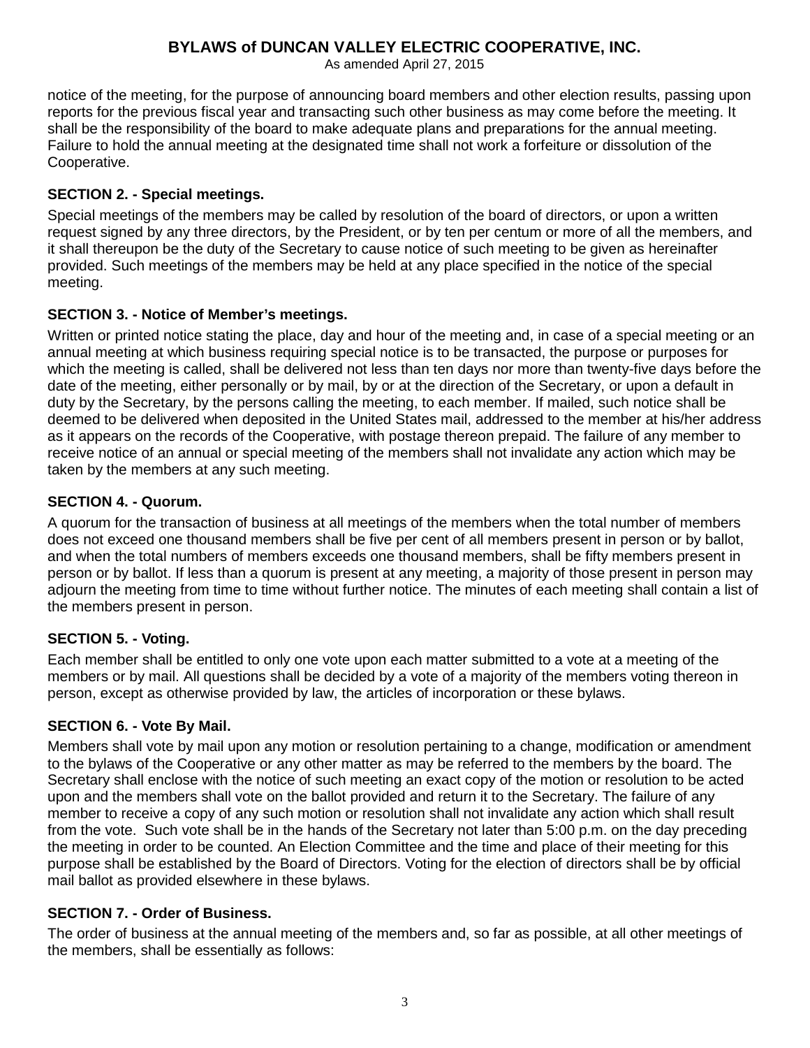notice of the meeting, for the purpose of announcing board members and other election results, passing upon reports for the previous fiscal year and transacting such other business as may come before the meeting. It shall be the responsibility of the board to make adequate plans and preparations for the annual meeting. Failure to hold the annual meeting at the designated time shall not work a forfeiture or dissolution of the Cooperative.

### SECTION 2. - Special meetings.

Special meetings of the members may be called by resolution of the board of directors, or upon a written request signed by any three directors, by the President, or by ten per centum or more of all the members, and it shall thereupon be the duty of the Secretary to cause notice of such meeting to be given as hereinafter provided. Such meetings of the members may be held at any place specified in the notice of the special meeting.

### SECTION 3. - Notice of Member's meetings.

Written or printed notice stating the place, day and hour of the meeting and, in case of a special meeting or an annual meeting at which business requiring special notice is to be transacted, the purpose or purposes for which the meeting is called, shall be delivered not less than ten days nor more than twenty-five days before the date of the meeting, either personally or by mail, by or at the direction of the Secretary, or upon a default in duty by the Secretary, by the persons calling the meeting, to each member. If mailed, such notice shall be deemed to be delivered when deposited in the United States mail, addressed to the member at his/her address as it appears on the records of the Cooperative, with postage thereon prepaid. The failure of any member to receive notice of an annual or special meeting of the members shall not invalidate any action which may be taken by the members at any such meeting.

### SECTION 4. - Quorum.

A quorum for the transaction of business at all meetings of the members when the total number of members does not exceed one thousand members shall be five per cent of all members present in person or by ballot, and when the total numbers of members exceeds one thousand members, shall be fifty members present in person or by ballot. If less than a quorum is present at any meeting, a majority of those present in person may adjourn the meeting from time to time without further notice. The minutes of each meeting shall contain a list of the members present in person.

### SECTION 5. - Voting.

Each member shall be entitled to only one vote upon each matter submitted to a vote at a meeting of the members or by mail. All questions shall be decided by a vote of a majority of the members voting thereon in person, except as otherwise provided by law, the articles of incorporation or these bylaws.

### SECTION 6. - Vote By Mail.

Members shall vote by mail upon any motion or resolution pertaining to a change, modification or amendment to the bylaws of the Cooperative or any other matter as may be referred to the members by the board. The Secretary shall enclose with the notice of such meeting an exact copy of the motion or resolution to be acted upon and the members shall vote on the ballot provided and return it to the Secretary. The failure of any member to receive a copy of any such motion or resolution shall not invalidate any action which shall result from the vote. Such vote shall be in the hands of the Secretary not later than 5:00 p.m. on the day preceding the meeting in order to be counted. An Election Committee and the time and place of their meeting for this purpose shall be established by the Board of Directors. Voting for the election of directors shall be by official mail ballot as provided elsewhere in these bylaws.

### SECTION 7. - Order of Business.

The order of business at the annual meeting of the members and, so far as possible, at all other meetings of the members, shall be essentially as follows: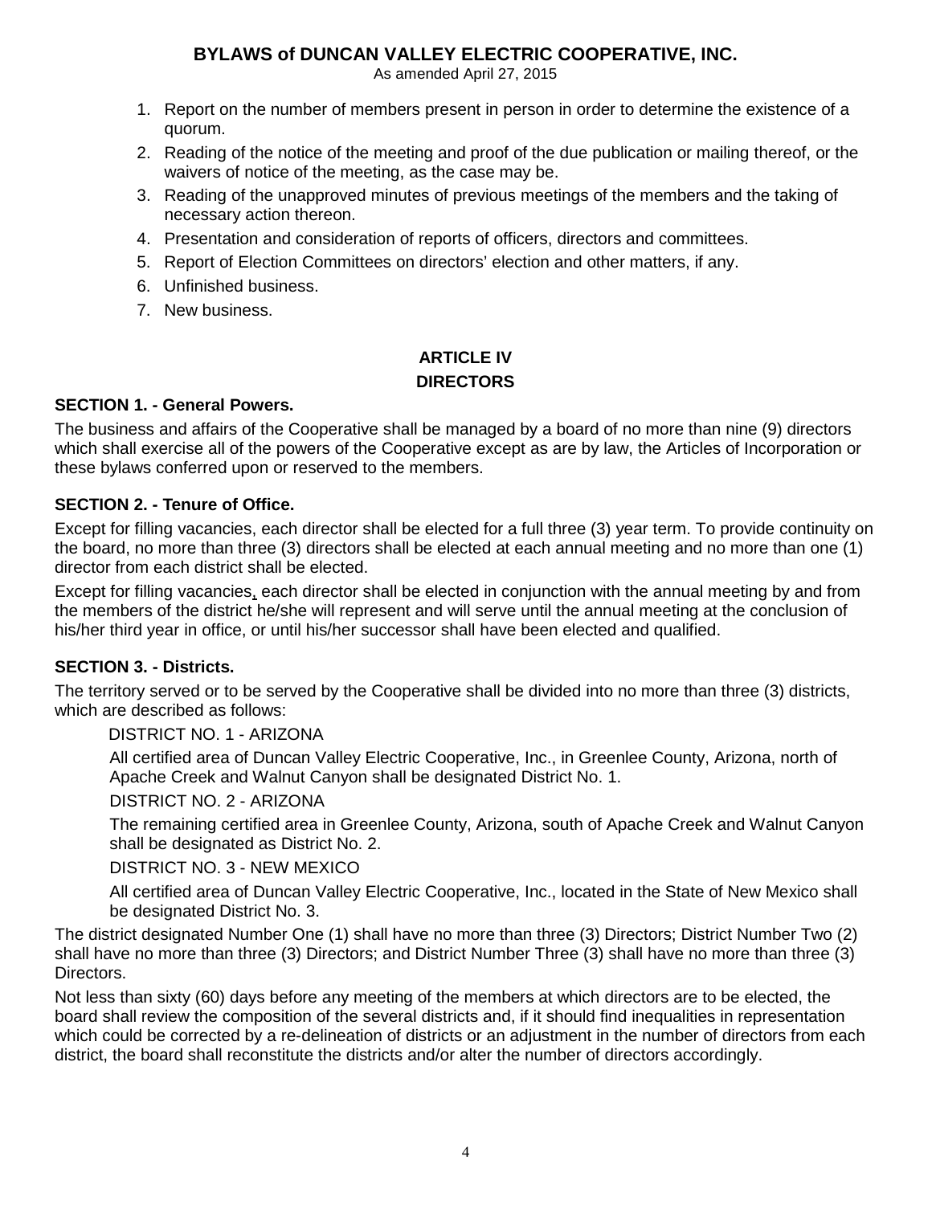1. Report on the number of members present in person in order to determine the existence of a quorum.
2. Reading of the notice of the meeting and proof of the due publication or mailing thereof, or the waivers of notice of the meeting, as the case may be.
3. Reading of the unapproved minutes of previous meetings of the members and the taking of necessary action thereon.
4. Presentation and consideration of reports of officers, directors and committees.
5. Report of Election Committees on directors' election and other matters, if any.
6. Unfinished business.
7. New business.

## ARTICLE IV
## DIRECTORS

### SECTION 1. - General Powers.

The business and affairs of the Cooperative shall be managed by a board of no more than nine (9) directors which shall exercise all of the powers of the Cooperative except as are by law, the Articles of Incorporation or these bylaws conferred upon or reserved to the members.

### SECTION 2. - Tenure of Office.

Except for filling vacancies, each director shall be elected for a full three (3) year term. To provide continuity on the board, no more than three (3) directors shall be elected at each annual meeting and no more than one (1) director from each district shall be elected.

Except for filling vacancies, each director shall be elected in conjunction with the annual meeting by and from the members of the district he/she will represent and will serve until the annual meeting at the conclusion of his/her third year in office, or until his/her successor shall have been elected and qualified.

### SECTION 3. - Districts.

The territory served or to be served by the Cooperative shall be divided into no more than three (3) districts, which are described as follows:

DISTRICT NO. 1 - ARIZONA

All certified area of Duncan Valley Electric Cooperative, Inc., in Greenlee County, Arizona, north of Apache Creek and Walnut Canyon shall be designated District No. 1.

DISTRICT NO. 2 - ARIZONA

The remaining certified area in Greenlee County, Arizona, south of Apache Creek and Walnut Canyon shall be designated as District No. 2.

DISTRICT NO. 3 - NEW MEXICO

All certified area of Duncan Valley Electric Cooperative, Inc., located in the State of New Mexico shall be designated District No. 3.

The district designated Number One (1) shall have no more than three (3) Directors; District Number Two (2) shall have no more than three (3) Directors; and District Number Three (3) shall have no more than three (3) Directors.

Not less than sixty (60) days before any meeting of the members at which directors are to be elected, the board shall review the composition of the several districts and, if it should find inequalities in representation which could be corrected by a re-delineation of districts or an adjustment in the number of directors from each district, the board shall reconstitute the districts and/or alter the number of directors accordingly.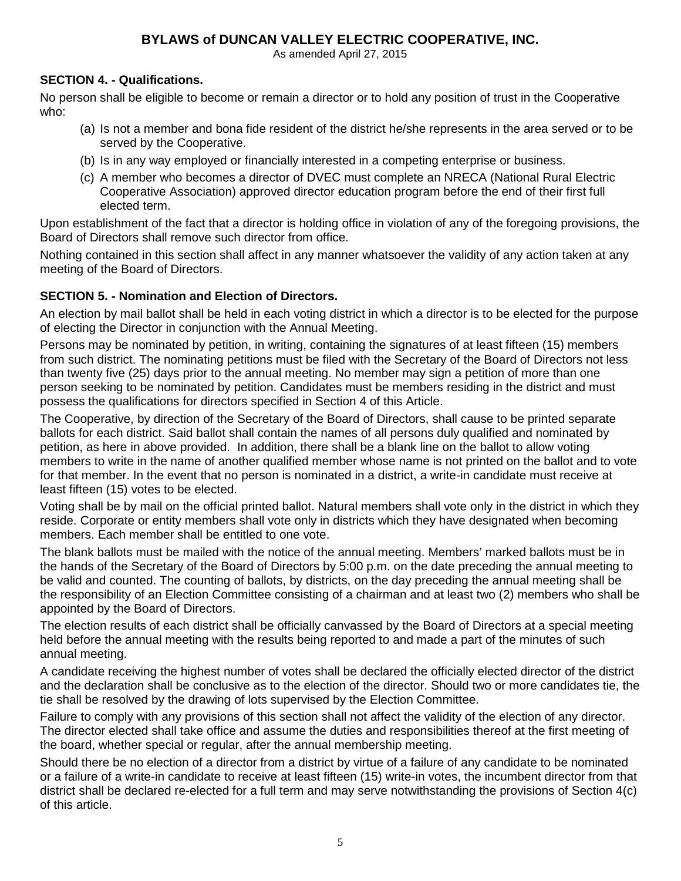**SECTION 4. - Qualifications.**

No person shall be eligible to become or remain a director or to hold any position of trust in the Cooperative who:

(a) Is not a member and bona fide resident of the district he/she represents in the area served or to be served by the Cooperative.

(b) Is in any way employed or financially interested in a competing enterprise or business.

(c) A member who becomes a director of DVEC must complete an NRECA (National Rural Electric Cooperative Association) approved director education program before the end of their first full elected term.

Upon establishment of the fact that a director is holding office in violation of any of the foregoing provisions, the Board of Directors shall remove such director from office.

Nothing contained in this section shall affect in any manner whatsoever the validity of any action taken at any meeting of the Board of Directors.

**SECTION 5. - Nomination and Election of Directors.**

An election by mail ballot shall be held in each voting district in which a director is to be elected for the purpose of electing the Director in conjunction with the Annual Meeting.

Persons may be nominated by petition, in writing, containing the signatures of at least fifteen (15) members from such district. The nominating petitions must be filed with the Secretary of the Board of Directors not less than twenty five (25) days prior to the annual meeting. No member may sign a petition of more than one person seeking to be nominated by petition. Candidates must be members residing in the district and must possess the qualifications for directors specified in Section 4 of this Article.

The Cooperative, by direction of the Secretary of the Board of Directors, shall cause to be printed separate ballots for each district. Said ballot shall contain the names of all persons duly qualified and nominated by petition, as here in above provided. In addition, there shall be a blank line on the ballot to allow voting members to write in the name of another qualified member whose name is not printed on the ballot and to vote for that member. In the event that no person is nominated in a district, a write-in candidate must receive at least fifteen (15) votes to be elected.

Voting shall be by mail on the official printed ballot. Natural members shall vote only in the district in which they reside. Corporate or entity members shall vote only in districts which they have designated when becoming members. Each member shall be entitled to one vote.

The blank ballots must be mailed with the notice of the annual meeting. Members' marked ballots must be in the hands of the Secretary of the Board of Directors by 5:00 p.m. on the date preceding the annual meeting to be valid and counted. The counting of ballots, by districts, on the day preceding the annual meeting shall be the responsibility of an Election Committee consisting of a chairman and at least two (2) members who shall be appointed by the Board of Directors.

The election results of each district shall be officially canvassed by the Board of Directors at a special meeting held before the annual meeting with the results being reported to and made a part of the minutes of such annual meeting.

A candidate receiving the highest number of votes shall be declared the officially elected director of the district and the declaration shall be conclusive as to the election of the director. Should two or more candidates tie, the tie shall be resolved by the drawing of lots supervised by the Election Committee.

Failure to comply with any provisions of this section shall not affect the validity of the election of any director. The director elected shall take office and assume the duties and responsibilities thereof at the first meeting of the board, whether special or regular, after the annual membership meeting.

Should there be no election of a director from a district by virtue of a failure of any candidate to be nominated or a failure of a write-in candidate to receive at least fifteen (15) write-in votes, the incumbent director from that district shall be declared re-elected for a full term and may serve notwithstanding the provisions of Section 4(c) of this article.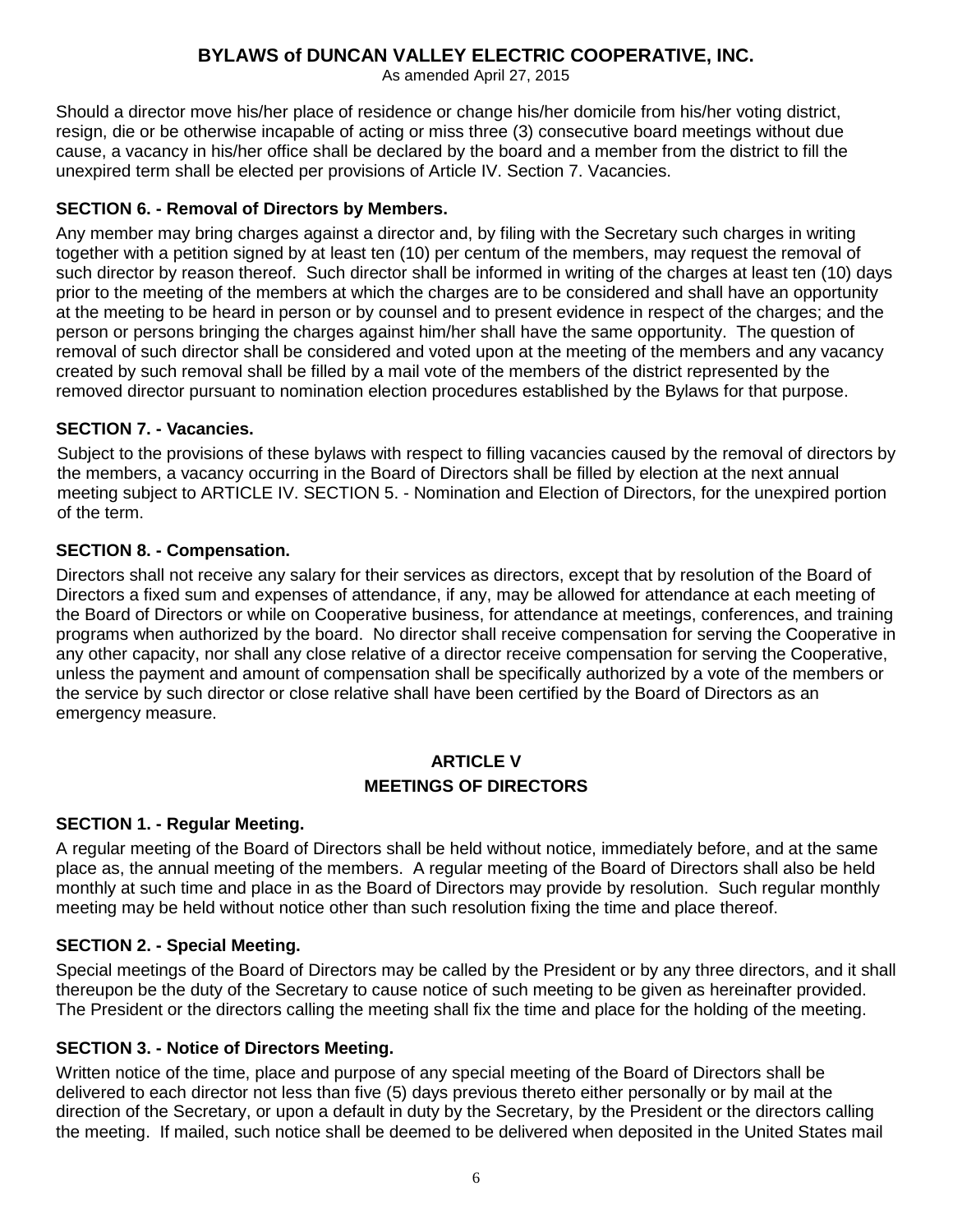Should a director move his/her place of residence or change his/her domicile from his/her voting district, resign, die or be otherwise incapable of acting or miss three (3) consecutive board meetings without due cause, a vacancy in his/her office shall be declared by the board and a member from the district to fill the unexpired term shall be elected per provisions of Article IV. Section 7. Vacancies.

**SECTION 6. - Removal of Directors by Members.**

Any member may bring charges against a director and, by filing with the Secretary such charges in writing together with a petition signed by at least ten (10) per centum of the members, may request the removal of such director by reason thereof. Such director shall be informed in writing of the charges at least ten (10) days prior to the meeting of the members at which the charges are to be considered and shall have an opportunity at the meeting to be heard in person or by counsel and to present evidence in respect of the charges; and the person or persons bringing the charges against him/her shall have the same opportunity. The question of removal of such director shall be considered and voted upon at the meeting of the members and any vacancy created by such removal shall be filled by a mail vote of the members of the district represented by the removed director pursuant to nomination election procedures established by the Bylaws for that purpose.

**SECTION 7. - Vacancies.**

Subject to the provisions of these bylaws with respect to filling vacancies caused by the removal of directors by the members, a vacancy occurring in the Board of Directors shall be filled by election at the next annual meeting subject to ARTICLE IV. SECTION 5. - Nomination and Election of Directors, for the unexpired portion of the term.

**SECTION 8. - Compensation.**

Directors shall not receive any salary for their services as directors, except that by resolution of the Board of Directors a fixed sum and expenses of attendance, if any, may be allowed for attendance at each meeting of the Board of Directors or while on Cooperative business, for attendance at meetings, conferences, and training programs when authorized by the board. No director shall receive compensation for serving the Cooperative in any other capacity, nor shall any close relative of a director receive compensation for serving the Cooperative, unless the payment and amount of compensation shall be specifically authorized by a vote of the members or the service by such director or close relative shall have been certified by the Board of Directors as an emergency measure.

## ARTICLE V
## MEETINGS OF DIRECTORS

**SECTION 1. - Regular Meeting.**

A regular meeting of the Board of Directors shall be held without notice, immediately before, and at the same place as, the annual meeting of the members. A regular meeting of the Board of Directors shall also be held monthly at such time and place in as the Board of Directors may provide by resolution. Such regular monthly meeting may be held without notice other than such resolution fixing the time and place thereof.

**SECTION 2. - Special Meeting.**

Special meetings of the Board of Directors may be called by the President or by any three directors, and it shall thereupon be the duty of the Secretary to cause notice of such meeting to be given as hereinafter provided. The President or the directors calling the meeting shall fix the time and place for the holding of the meeting.

**SECTION 3. - Notice of Directors Meeting.**

Written notice of the time, place and purpose of any special meeting of the Board of Directors shall be delivered to each director not less than five (5) days previous thereto either personally or by mail at the direction of the Secretary, or upon a default in duty by the Secretary, by the President or the directors calling the meeting. If mailed, such notice shall be deemed to be delivered when deposited in the United States mail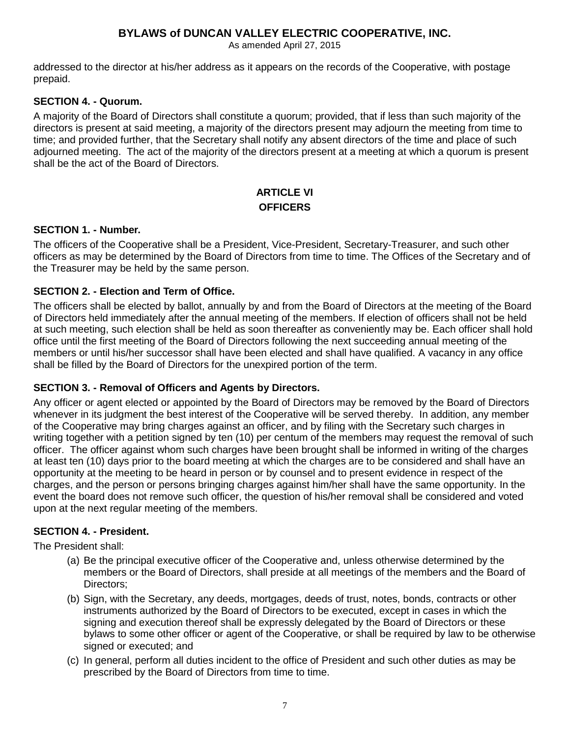addressed to the director at his/her address as it appears on the records of the Cooperative, with postage prepaid.

**SECTION 4. - Quorum.**

A majority of the Board of Directors shall constitute a quorum; provided, that if less than such majority of the directors is present at said meeting, a majority of the directors present may adjourn the meeting from time to time; and provided further, that the Secretary shall notify any absent directors of the time and place of such adjourned meeting. The act of the majority of the directors present at a meeting at which a quorum is present shall be the act of the Board of Directors.

## ARTICLE VI
## OFFICERS

**SECTION 1. - Number.**

The officers of the Cooperative shall be a President, Vice-President, Secretary-Treasurer, and such other officers as may be determined by the Board of Directors from time to time. The Offices of the Secretary and of the Treasurer may be held by the same person.

**SECTION 2. - Election and Term of Office.**

The officers shall be elected by ballot, annually by and from the Board of Directors at the meeting of the Board of Directors held immediately after the annual meeting of the members. If election of officers shall not be held at such meeting, such election shall be held as soon thereafter as conveniently may be. Each officer shall hold office until the first meeting of the Board of Directors following the next succeeding annual meeting of the members or until his/her successor shall have been elected and shall have qualified. A vacancy in any office shall be filled by the Board of Directors for the unexpired portion of the term.

**SECTION 3. - Removal of Officers and Agents by Directors.**

Any officer or agent elected or appointed by the Board of Directors may be removed by the Board of Directors whenever in its judgment the best interest of the Cooperative will be served thereby. In addition, any member of the Cooperative may bring charges against an officer, and by filing with the Secretary such charges in writing together with a petition signed by ten (10) per centum of the members may request the removal of such officer. The officer against whom such charges have been brought shall be informed in writing of the charges at least ten (10) days prior to the board meeting at which the charges are to be considered and shall have an opportunity at the meeting to be heard in person or by counsel and to present evidence in respect of the charges, and the person or persons bringing charges against him/her shall have the same opportunity. In the event the board does not remove such officer, the question of his/her removal shall be considered and voted upon at the next regular meeting of the members.

**SECTION 4. - President.**

The President shall:

(a) Be the principal executive officer of the Cooperative and, unless otherwise determined by the members or the Board of Directors, shall preside at all meetings of the members and the Board of Directors;

(b) Sign, with the Secretary, any deeds, mortgages, deeds of trust, notes, bonds, contracts or other instruments authorized by the Board of Directors to be executed, except in cases in which the signing and execution thereof shall be expressly delegated by the Board of Directors or these bylaws to some other officer or agent of the Cooperative, or shall be required by law to be otherwise signed or executed; and

(c) In general, perform all duties incident to the office of President and such other duties as may be prescribed by the Board of Directors from time to time.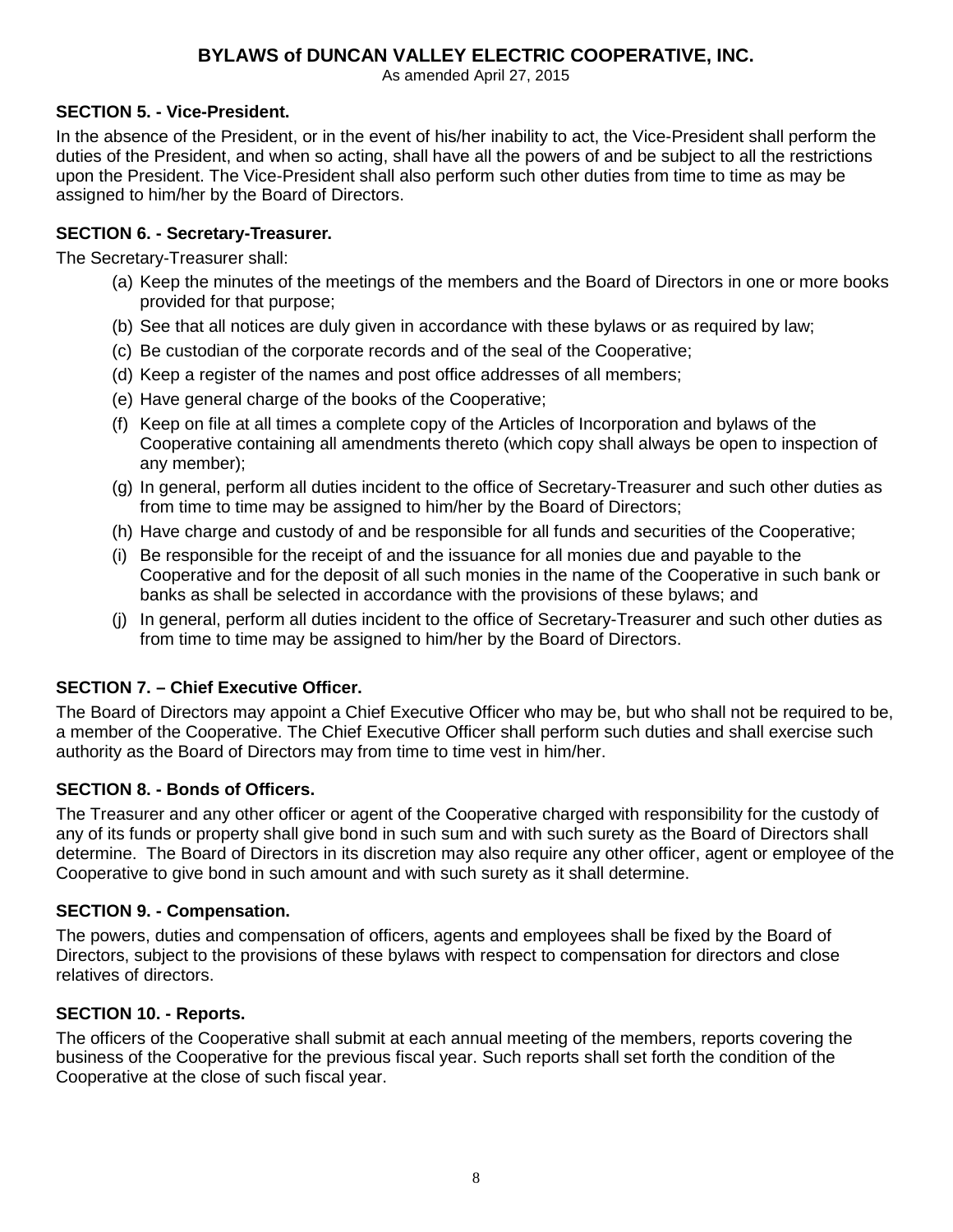### SECTION 5. - Vice-President.

In the absence of the President, or in the event of his/her inability to act, the Vice-President shall perform the duties of the President, and when so acting, shall have all the powers of and be subject to all the restrictions upon the President. The Vice-President shall also perform such other duties from time to time as may be assigned to him/her by the Board of Directors.

### SECTION 6. - Secretary-Treasurer.

The Secretary-Treasurer shall:

(a) Keep the minutes of the meetings of the members and the Board of Directors in one or more books provided for that purpose;

(b) See that all notices are duly given in accordance with these bylaws or as required by law;

(c) Be custodian of the corporate records and of the seal of the Cooperative;

(d) Keep a register of the names and post office addresses of all members;

(e) Have general charge of the books of the Cooperative;

(f) Keep on file at all times a complete copy of the Articles of Incorporation and bylaws of the Cooperative containing all amendments thereto (which copy shall always be open to inspection of any member);

(g) In general, perform all duties incident to the office of Secretary-Treasurer and such other duties as from time to time may be assigned to him/her by the Board of Directors;

(h) Have charge and custody of and be responsible for all funds and securities of the Cooperative;

(i) Be responsible for the receipt of and the issuance for all monies due and payable to the Cooperative and for the deposit of all such monies in the name of the Cooperative in such bank or banks as shall be selected in accordance with the provisions of these bylaws; and

(j) In general, perform all duties incident to the office of Secretary-Treasurer and such other duties as from time to time may be assigned to him/her by the Board of Directors.

### SECTION 7. – Chief Executive Officer.

The Board of Directors may appoint a Chief Executive Officer who may be, but who shall not be required to be, a member of the Cooperative. The Chief Executive Officer shall perform such duties and shall exercise such authority as the Board of Directors may from time to time vest in him/her.

### SECTION 8. - Bonds of Officers.

The Treasurer and any other officer or agent of the Cooperative charged with responsibility for the custody of any of its funds or property shall give bond in such sum and with such surety as the Board of Directors shall determine. The Board of Directors in its discretion may also require any other officer, agent or employee of the Cooperative to give bond in such amount and with such surety as it shall determine.

### SECTION 9. - Compensation.

The powers, duties and compensation of officers, agents and employees shall be fixed by the Board of Directors, subject to the provisions of these bylaws with respect to compensation for directors and close relatives of directors.

### SECTION 10. - Reports.

The officers of the Cooperative shall submit at each annual meeting of the members, reports covering the business of the Cooperative for the previous fiscal year. Such reports shall set forth the condition of the Cooperative at the close of such fiscal year.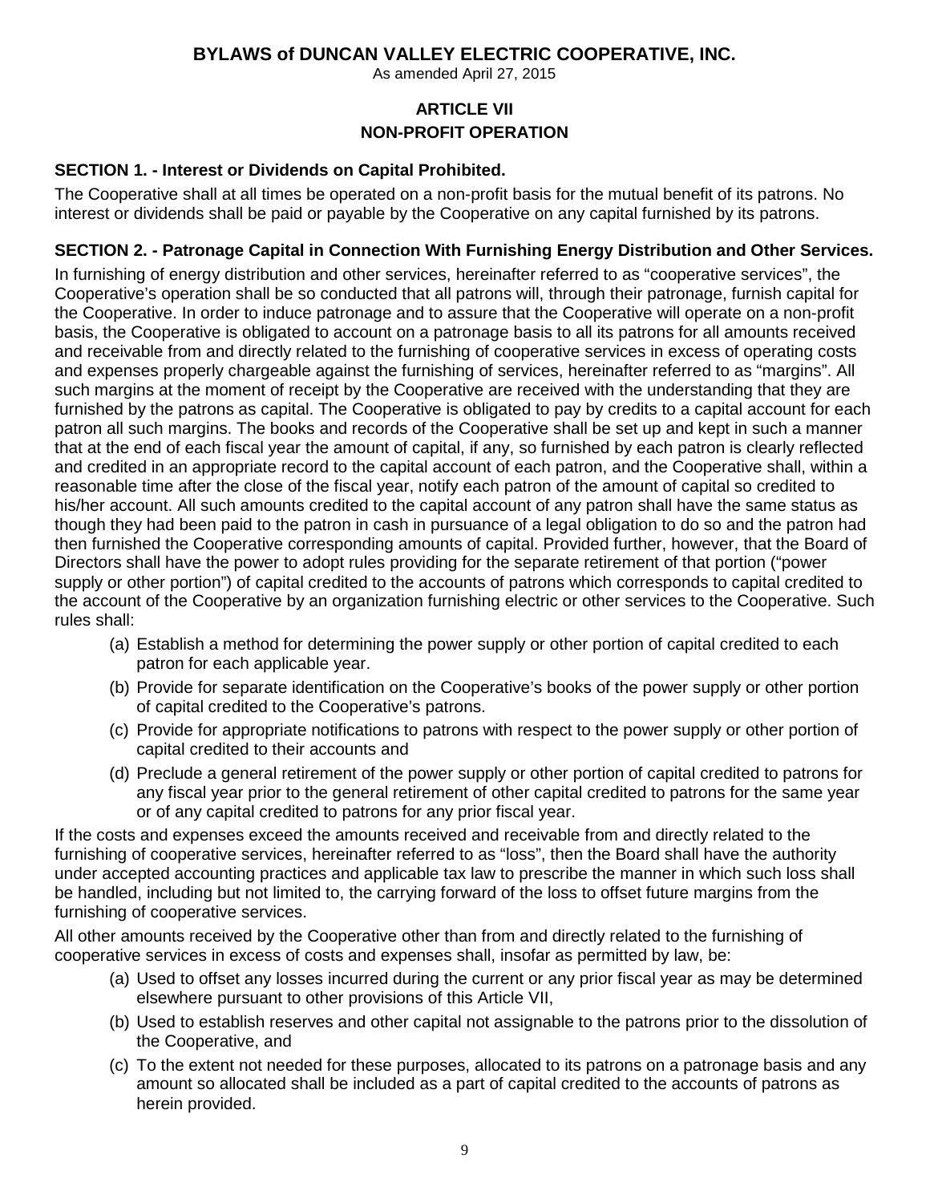## ARTICLE VII
## NON-PROFIT OPERATION

**SECTION 1. - Interest or Dividends on Capital Prohibited.**

The Cooperative shall at all times be operated on a non-profit basis for the mutual benefit of its patrons. No interest or dividends shall be paid or payable by the Cooperative on any capital furnished by its patrons.

**SECTION 2. - Patronage Capital in Connection With Furnishing Energy Distribution and Other Services.**

In furnishing of energy distribution and other services, hereinafter referred to as "cooperative services", the Cooperative's operation shall be so conducted that all patrons will, through their patronage, furnish capital for the Cooperative. In order to induce patronage and to assure that the Cooperative will operate on a non-profit basis, the Cooperative is obligated to account on a patronage basis to all its patrons for all amounts received and receivable from and directly related to the furnishing of cooperative services in excess of operating costs and expenses properly chargeable against the furnishing of services, hereinafter referred to as "margins". All such margins at the moment of receipt by the Cooperative are received with the understanding that they are furnished by the patrons as capital. The Cooperative is obligated to pay by credits to a capital account for each patron all such margins. The books and records of the Cooperative shall be set up and kept in such a manner that at the end of each fiscal year the amount of capital, if any, so furnished by each patron is clearly reflected and credited in an appropriate record to the capital account of each patron, and the Cooperative shall, within a reasonable time after the close of the fiscal year, notify each patron of the amount of capital so credited to his/her account. All such amounts credited to the capital account of any patron shall have the same status as though they had been paid to the patron in cash in pursuance of a legal obligation to do so and the patron had then furnished the Cooperative corresponding amounts of capital. Provided further, however, that the Board of Directors shall have the power to adopt rules providing for the separate retirement of that portion ("power supply or other portion") of capital credited to the accounts of patrons which corresponds to capital credited to the account of the Cooperative by an organization furnishing electric or other services to the Cooperative. Such rules shall:

(a) Establish a method for determining the power supply or other portion of capital credited to each patron for each applicable year.

(b) Provide for separate identification on the Cooperative's books of the power supply or other portion of capital credited to the Cooperative's patrons.

(c) Provide for appropriate notifications to patrons with respect to the power supply or other portion of capital credited to their accounts and

(d) Preclude a general retirement of the power supply or other portion of capital credited to patrons for any fiscal year prior to the general retirement of other capital credited to patrons for the same year or of any capital credited to patrons for any prior fiscal year.

If the costs and expenses exceed the amounts received and receivable from and directly related to the furnishing of cooperative services, hereinafter referred to as "loss", then the Board shall have the authority under accepted accounting practices and applicable tax law to prescribe the manner in which such loss shall be handled, including but not limited to, the carrying forward of the loss to offset future margins from the furnishing of cooperative services.

All other amounts received by the Cooperative other than from and directly related to the furnishing of cooperative services in excess of costs and expenses shall, insofar as permitted by law, be:

(a) Used to offset any losses incurred during the current or any prior fiscal year as may be determined elsewhere pursuant to other provisions of this Article VII,

(b) Used to establish reserves and other capital not assignable to the patrons prior to the dissolution of the Cooperative, and

(c) To the extent not needed for these purposes, allocated to its patrons on a patronage basis and any amount so allocated shall be included as a part of capital credited to the accounts of patrons as herein provided.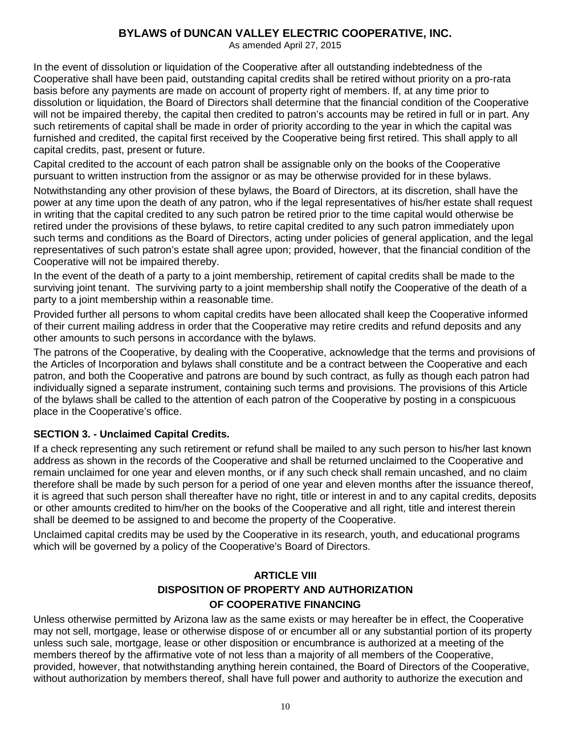In the event of dissolution or liquidation of the Cooperative after all outstanding indebtedness of the Cooperative shall have been paid, outstanding capital credits shall be retired without priority on a pro-rata basis before any payments are made on account of property right of members. If, at any time prior to dissolution or liquidation, the Board of Directors shall determine that the financial condition of the Cooperative will not be impaired thereby, the capital then credited to patron's accounts may be retired in full or in part. Any such retirements of capital shall be made in order of priority according to the year in which the capital was furnished and credited, the capital first received by the Cooperative being first retired. This shall apply to all capital credits, past, present or future.

Capital credited to the account of each patron shall be assignable only on the books of the Cooperative pursuant to written instruction from the assignor or as may be otherwise provided for in these bylaws.

Notwithstanding any other provision of these bylaws, the Board of Directors, at its discretion, shall have the power at any time upon the death of any patron, who if the legal representatives of his/her estate shall request in writing that the capital credited to any such patron be retired prior to the time capital would otherwise be retired under the provisions of these bylaws, to retire capital credited to any such patron immediately upon such terms and conditions as the Board of Directors, acting under policies of general application, and the legal representatives of such patron's estate shall agree upon; provided, however, that the financial condition of the Cooperative will not be impaired thereby.

In the event of the death of a party to a joint membership, retirement of capital credits shall be made to the surviving joint tenant. The surviving party to a joint membership shall notify the Cooperative of the death of a party to a joint membership within a reasonable time.

Provided further all persons to whom capital credits have been allocated shall keep the Cooperative informed of their current mailing address in order that the Cooperative may retire credits and refund deposits and any other amounts to such persons in accordance with the bylaws.

The patrons of the Cooperative, by dealing with the Cooperative, acknowledge that the terms and provisions of the Articles of Incorporation and bylaws shall constitute and be a contract between the Cooperative and each patron, and both the Cooperative and patrons are bound by such contract, as fully as though each patron had individually signed a separate instrument, containing such terms and provisions. The provisions of this Article of the bylaws shall be called to the attention of each patron of the Cooperative by posting in a conspicuous place in the Cooperative's office.

### SECTION 3. - Unclaimed Capital Credits.

If a check representing any such retirement or refund shall be mailed to any such person to his/her last known address as shown in the records of the Cooperative and shall be returned unclaimed to the Cooperative and remain unclaimed for one year and eleven months, or if any such check shall remain uncashed, and no claim therefore shall be made by such person for a period of one year and eleven months after the issuance thereof, it is agreed that such person shall thereafter have no right, title or interest in and to any capital credits, deposits or other amounts credited to him/her on the books of the Cooperative and all right, title and interest therein shall be deemed to be assigned to and become the property of the Cooperative.

Unclaimed capital credits may be used by the Cooperative in its research, youth, and educational programs which will be governed by a policy of the Cooperative's Board of Directors.

## ARTICLE VIII
## DISPOSITION OF PROPERTY AND AUTHORIZATION OF COOPERATIVE FINANCING

Unless otherwise permitted by Arizona law as the same exists or may hereafter be in effect, the Cooperative may not sell, mortgage, lease or otherwise dispose of or encumber all or any substantial portion of its property unless such sale, mortgage, lease or other disposition or encumbrance is authorized at a meeting of the members thereof by the affirmative vote of not less than a majority of all members of the Cooperative, provided, however, that notwithstanding anything herein contained, the Board of Directors of the Cooperative, without authorization by members thereof, shall have full power and authority to authorize the execution and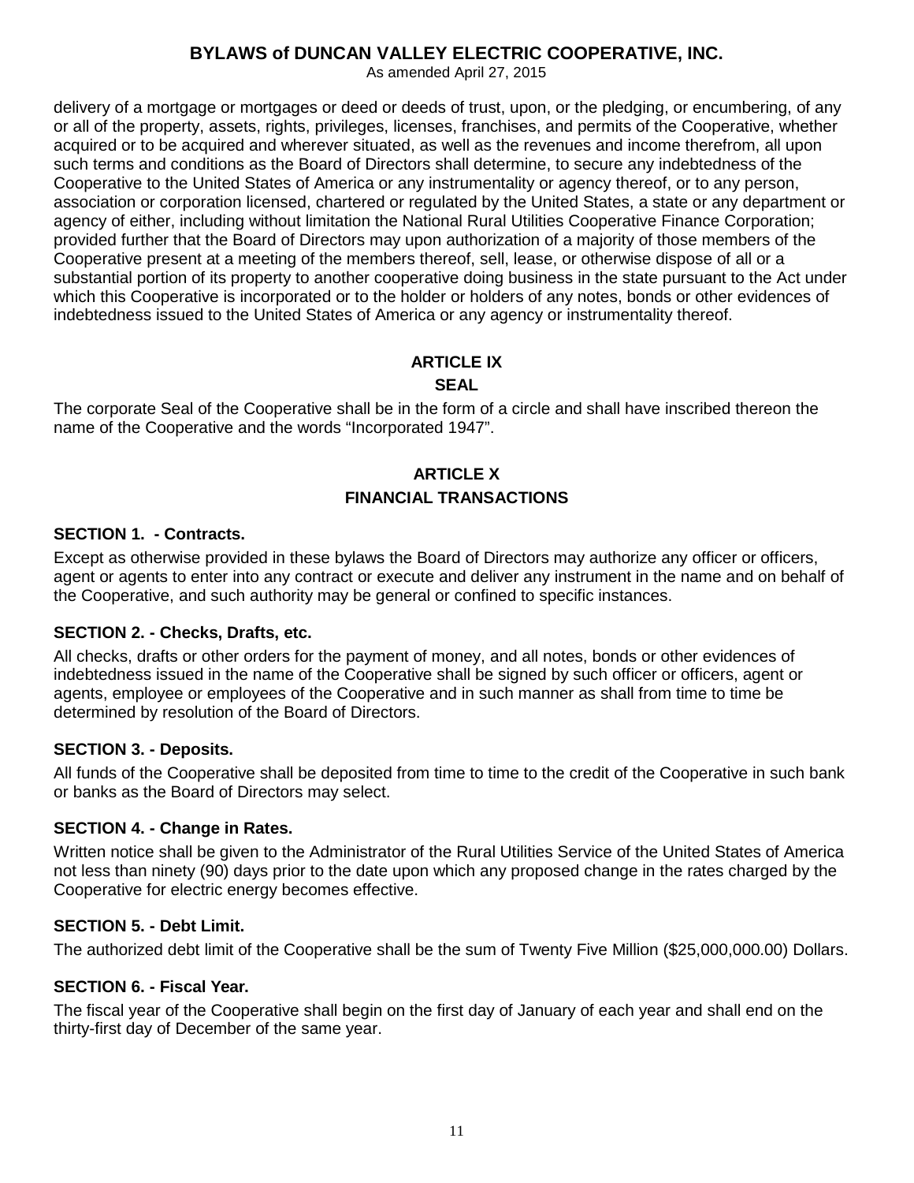delivery of a mortgage or mortgages or deed or deeds of trust, upon, or the pledging, or encumbering, of any or all of the property, assets, rights, privileges, licenses, franchises, and permits of the Cooperative, whether acquired or to be acquired and wherever situated, as well as the revenues and income therefrom, all upon such terms and conditions as the Board of Directors shall determine, to secure any indebtedness of the Cooperative to the United States of America or any instrumentality or agency thereof, or to any person, association or corporation licensed, chartered or regulated by the United States, a state or any department or agency of either, including without limitation the National Rural Utilities Cooperative Finance Corporation; provided further that the Board of Directors may upon authorization of a majority of those members of the Cooperative present at a meeting of the members thereof, sell, lease, or otherwise dispose of all or a substantial portion of its property to another cooperative doing business in the state pursuant to the Act under which this Cooperative is incorporated or to the holder or holders of any notes, bonds or other evidences of indebtedness issued to the United States of America or any agency or instrumentality thereof.

## ARTICLE IX
## SEAL

The corporate Seal of the Cooperative shall be in the form of a circle and shall have inscribed thereon the name of the Cooperative and the words "Incorporated 1947".

## ARTICLE X
## FINANCIAL TRANSACTIONS

### SECTION 1. - Contracts.

Except as otherwise provided in these bylaws the Board of Directors may authorize any officer or officers, agent or agents to enter into any contract or execute and deliver any instrument in the name and on behalf of the Cooperative, and such authority may be general or confined to specific instances.

### SECTION 2. - Checks, Drafts, etc.

All checks, drafts or other orders for the payment of money, and all notes, bonds or other evidences of indebtedness issued in the name of the Cooperative shall be signed by such officer or officers, agent or agents, employee or employees of the Cooperative and in such manner as shall from time to time be determined by resolution of the Board of Directors.

### SECTION 3. - Deposits.

All funds of the Cooperative shall be deposited from time to time to the credit of the Cooperative in such bank or banks as the Board of Directors may select.

### SECTION 4. - Change in Rates.

Written notice shall be given to the Administrator of the Rural Utilities Service of the United States of America not less than ninety (90) days prior to the date upon which any proposed change in the rates charged by the Cooperative for electric energy becomes effective.

### SECTION 5. - Debt Limit.

The authorized debt limit of the Cooperative shall be the sum of Twenty Five Million ($25,000,000.00) Dollars.

### SECTION 6. - Fiscal Year.

The fiscal year of the Cooperative shall begin on the first day of January of each year and shall end on the thirty-first day of December of the same year.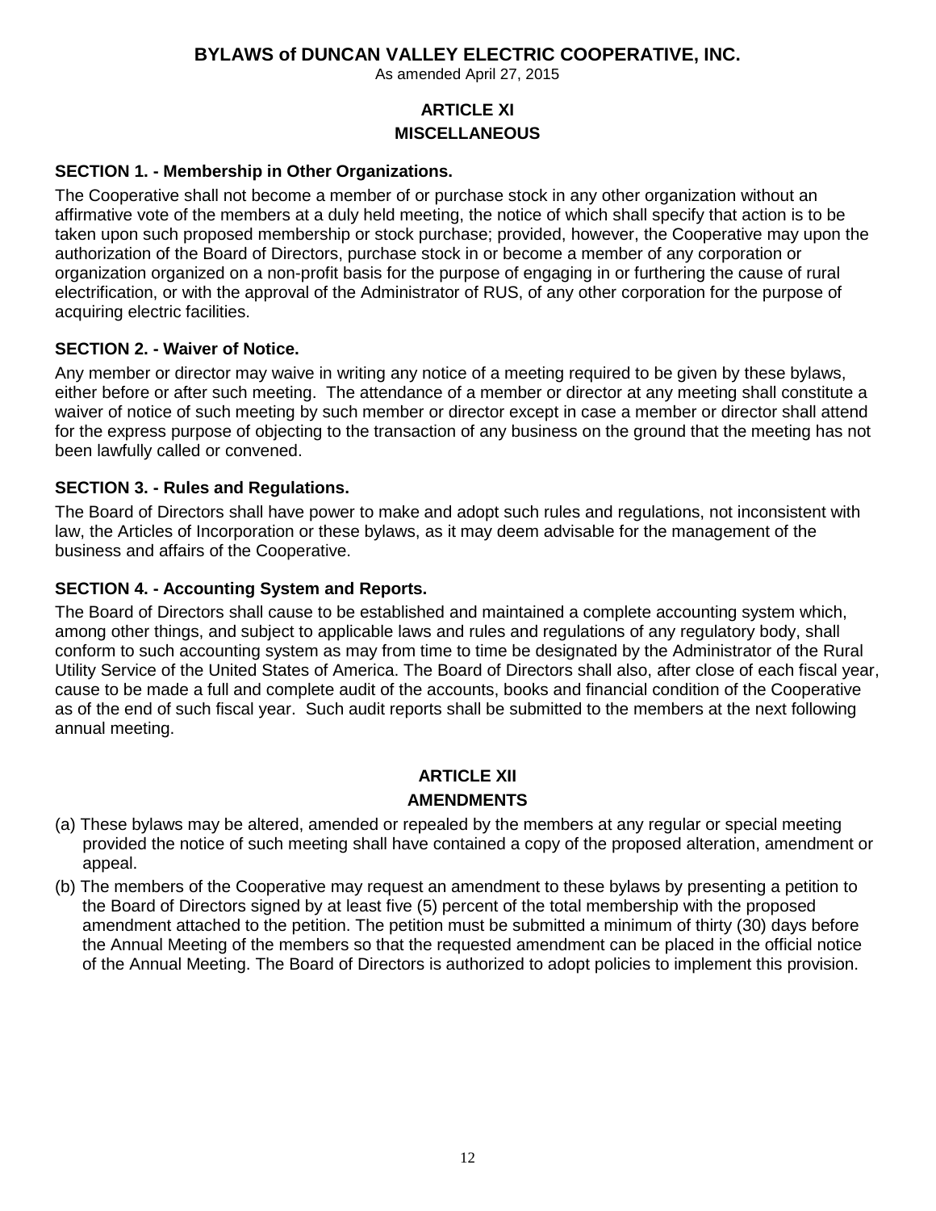## ARTICLE XI
## MISCELLANEOUS

**SECTION 1. - Membership in Other Organizations.**

The Cooperative shall not become a member of or purchase stock in any other organization without an affirmative vote of the members at a duly held meeting, the notice of which shall specify that action is to be taken upon such proposed membership or stock purchase; provided, however, the Cooperative may upon the authorization of the Board of Directors, purchase stock in or become a member of any corporation or organization organized on a non-profit basis for the purpose of engaging in or furthering the cause of rural electrification, or with the approval of the Administrator of RUS, of any other corporation for the purpose of acquiring electric facilities.

**SECTION 2. - Waiver of Notice.**

Any member or director may waive in writing any notice of a meeting required to be given by these bylaws, either before or after such meeting. The attendance of a member or director at any meeting shall constitute a waiver of notice of such meeting by such member or director except in case a member or director shall attend for the express purpose of objecting to the transaction of any business on the ground that the meeting has not been lawfully called or convened.

**SECTION 3. - Rules and Regulations.**

The Board of Directors shall have power to make and adopt such rules and regulations, not inconsistent with law, the Articles of Incorporation or these bylaws, as it may deem advisable for the management of the business and affairs of the Cooperative.

**SECTION 4. - Accounting System and Reports.**

The Board of Directors shall cause to be established and maintained a complete accounting system which, among other things, and subject to applicable laws and rules and regulations of any regulatory body, shall conform to such accounting system as may from time to time be designated by the Administrator of the Rural Utility Service of the United States of America. The Board of Directors shall also, after close of each fiscal year, cause to be made a full and complete audit of the accounts, books and financial condition of the Cooperative as of the end of such fiscal year. Such audit reports shall be submitted to the members at the next following annual meeting.

## ARTICLE XII
## AMENDMENTS

(a) These bylaws may be altered, amended or repealed by the members at any regular or special meeting provided the notice of such meeting shall have contained a copy of the proposed alteration, amendment or appeal.

(b) The members of the Cooperative may request an amendment to these bylaws by presenting a petition to the Board of Directors signed by at least five (5) percent of the total membership with the proposed amendment attached to the petition. The petition must be submitted a minimum of thirty (30) days before the Annual Meeting of the members so that the requested amendment can be placed in the official notice of the Annual Meeting. The Board of Directors is authorized to adopt policies to implement this provision.